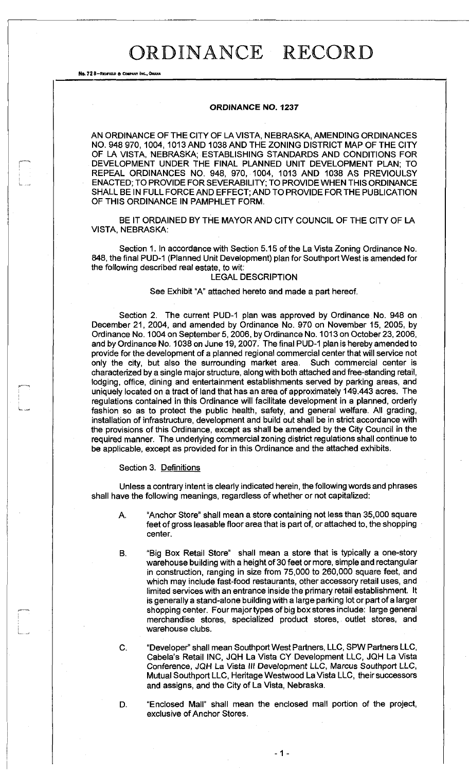# ORDINANCE RECORD

No. 72 8—REDFIELD & COMPANY INC., OMAHA

## ORDINANCE NO. 1237

AN ORDINANCE OF THE CITY OF LA VISTA, NEBRASKA, AMENDING ORDINANCES NO. 948 970, 1004, 1013 AND 1038 AND THE ZONING DISTRICT MAP OF THE CITY OF LA VISTA, NEBRASKA; ESTABLISHING STANDARDS AND CONDITIONS FOR DEVELOPMENT UNDER THE FINAL PLANNED UNIT DEVELOPMENT PLAN; TO REPEAL ORDINANCES NO. 948, 970, 1004, 1013 AND 1038 AS PREVIOULSY ENACTED; TO PROVIDE FOR SEVERABILITY; TO PROVIDE WHEN THIS ORDINANCE SHALL BE IN FULL FORCE AND EFFECT; AND TO PROVIDE FOR THE PUBLICATION OF THIS ORDINANCE IN PAMPHLET FORM.

BE IT ORDAINED BY THE MAYOR AND CITY COUNCIL OF THE CITY OF LA VISTA, NEBRASKA:

Section 1. In accordance with Section 5.15 of the La Vista Zoning Ordinance No. 848, the final PUD-1 (Planned Unit Development) plan for Southport West is amended for the following described real estate, to wit:

LEGAL DESCRIPTION

See Exhibit "A" attached hereto and made a part hereof.

Section 2. The current PUD-1 plan was approved by Ordinance No. 948 on December 21, 2004, and amended by Ordinance No. 970 on November 15, 2005, by Ordinance No. 1004 on September 5, 2006, by Ordinance No. 1013 on October 23, 2006, and by Ordinance No. 1038 on June 19, 2007. The final PUD-1 plan is hereby amended to provide for the development of a planned regional commercial center that will service not only the city, but also the surrounding market area. Such commercial center is characterized by a single major structure, along with both attached and free-standing retail, lodging, office, dining and entertainment establishments served by parking areas, and uniquely located on a tract of land that has an area of approximately 149.443 acres. The regulations contained in this Ordinance will facilitate development in a planned, orderly fashion so as to protect the public health, safety, and general welfare. All grading, installation of infrastructure, development and build out shall be in strict accordance with the provisions of this Ordinance, except as shall be amended by the City Council in the required manner. The underlying commercial zoning district regulations shall continue to be applicable, except as provided for in this Ordinance and the attached exhibits.

Section 3. Definitions

Unless a contrary intent is clearly indicated herein, the following words and phrases shall have the following meanings, regardless of whether or not capitalized:

A. "Anchor Store" shall mean a store containing not less than 35,000 square feet of gross leasable floor area that is part of, or attached to, the shopping center.

B. "Big Box Retail Store" shall mean a store that is typically a one-story warehouse building with a height of 30 feet or more, simple and rectangular in construction, ranging in size from 75,000 to 260,000 square feet, and which may include fast-food restaurants, other accessory retail uses, and limited services with an entrance inside the primary retail establishment. It is generally a stand-alone building with a large parking lot or part of a larger shopping center. Four major types of big box stores include: large general merchandise stores, specialized product stores, outlet stores, and warehouse clubs.

C. "Developer" shall mean Southport West Partners, LLC, SPW Partners LLC, Cabela's Retail INC, JQH La Vista CY Development LLC, JQH La Vista Conference, JQH La Vista III Development LLC, Marcus Southport LLC, Mutual Southport LLC, Heritage Westwood La Vista LLC, their successors and assigns, and the City of La Vista, Nebraska.

D. "Enclosed Mall" shall mean the enclosed mall portion of the project, exclusive of Anchor Stores.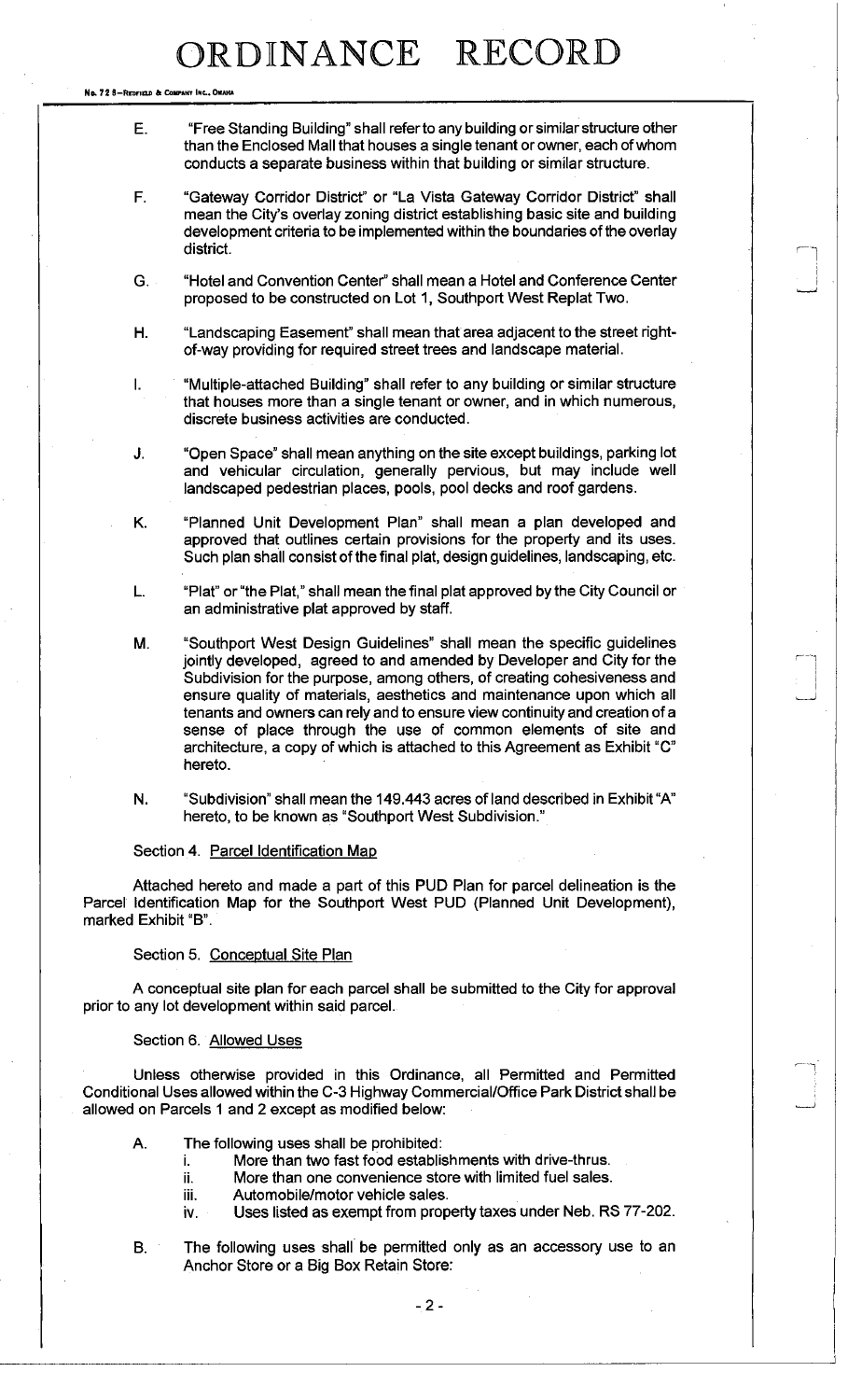E. "Free Standing Building" shall refer to any building or similar structure other than the Enclosed Mall that houses a single tenant or owner, each of whom conducts a separate business within that building or similar structure.

F. "Gateway Corridor District" or "La Vista Gateway Corridor District" shall mean the City's overlay zoning district establishing basic site and building development criteria to be implemented within the boundaries of the overlay district.

G. "Hotel and Convention Center" shall mean a Hotel and Conference Center proposed to be constructed on Lot 1, Southport West Replat Two.

H. "Landscaping Easement" shall mean that area adjacent to the street right-of-way providing for required street trees and landscape material.

I. "Multiple-attached Building" shall refer to any building or similar structure that houses more than a single tenant or owner, and in which numerous, discrete business activities are conducted.

J. "Open Space" shall mean anything on the site except buildings, parking lot and vehicular circulation, generally pervious, but may include well landscaped pedestrian places, pools, pool decks and roof gardens.

K. "Planned Unit Development Plan" shall mean a plan developed and approved that outlines certain provisions for the property and its uses. Such plan shall consist of the final plat, design guidelines, landscaping, etc.

L. "Plat" or "the Plat," shall mean the final plat approved by the City Council or an administrative plat approved by staff.

M. "Southport West Design Guidelines" shall mean the specific guidelines jointly developed, agreed to and amended by Developer and City for the Subdivision for the purpose, among others, of creating cohesiveness and ensure quality of materials, aesthetics and maintenance upon which all tenants and owners can rely and to ensure view continuity and creation of a sense of place through the use of common elements of site and architecture, a copy of which is attached to this Agreement as Exhibit "C" hereto.

N. "Subdivision" shall mean the 149.443 acres of land described in Exhibit "A" hereto, to be known as "Southport West Subdivision."

Section 4. Parcel Identification Map

Attached hereto and made a part of this PUD Plan for parcel delineation is the Parcel Identification Map for the Southport West PUD (Planned Unit Development), marked Exhibit "B".

Section 5. Conceptual Site Plan

A conceptual site plan for each parcel shall be submitted to the City for approval prior to any lot development within said parcel.

Section 6. Allowed Uses

Unless otherwise provided in this Ordinance, all Permitted and Permitted Conditional Uses allowed within the C-3 Highway Commercial/Office Park District shall be allowed on Parcels 1 and 2 except as modified below:

A. The following uses shall be prohibited:
   i. More than two fast food establishments with drive-thrus.
   ii. More than one convenience store with limited fuel sales.
   iii. Automobile/motor vehicle sales.
   iv. Uses listed as exempt from property taxes under Neb. RS 77-202.

B. The following uses shall be permitted only as an accessory use to an Anchor Store or a Big Box Retain Store: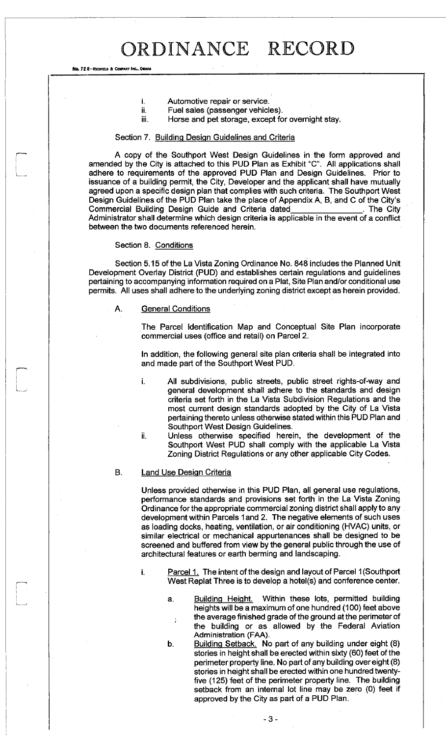i. Automotive repair or service.
ii. Fuel sales (passenger vehicles).
iii. Horse and pet storage, except for overnight stay.

Section 7. Building Design Guidelines and Criteria

A copy of the Southport West Design Guidelines in the form approved and amended by the City is attached to this PUD Plan as Exhibit "C". All applications shall adhere to requirements of the approved PUD Plan and Design Guidelines. Prior to issuance of a building permit, the City, Developer and the applicant shall have mutually agreed upon a specific design plan that complies with such criteria. The Southport West Design Guidelines of the PUD Plan take the place of Appendix A, B, and C of the City's Commercial Building Design Guide and Criteria dated_______________. The City Administrator shall determine which design criteria is applicable in the event of a conflict between the two documents referenced herein.

Section 8. Conditions

Section 5.15 of the La Vista Zoning Ordinance No. 848 includes the Planned Unit Development Overlay District (PUD) and establishes certain regulations and guidelines pertaining to accompanying information required on a Plat, Site Plan and/or conditional use permits. All uses shall adhere to the underlying zoning district except as herein provided.

A. General Conditions

The Parcel Identification Map and Conceptual Site Plan incorporate commercial uses (office and retail) on Parcel 2.

In addition, the following general site plan criteria shall be integrated into and made part of the Southport West PUD.

i. All subdivisions, public streets, public street rights-of-way and general development shall adhere to the standards and design criteria set forth in the La Vista Subdivision Regulations and the most current design standards adopted by the City of La Vista pertaining thereto unless otherwise stated within this PUD Plan and Southport West Design Guidelines.
ii. Unless otherwise specified herein, the development of the Southport West PUD shall comply with the applicable La Vista Zoning District Regulations or any other applicable City Codes.

B. Land Use Design Criteria

Unless provided otherwise in this PUD Plan, all general use regulations, performance standards and provisions set forth in the La Vista Zoning Ordinance for the appropriate commercial zoning district shall apply to any development within Parcels 1and 2. The negative elements of such uses as loading docks, heating, ventilation, or air conditioning (HVAC) units, or similar electrical or mechanical appurtenances shall be designed to be screened and buffered from view by the general public through the use of architectural features or earth berming and landscaping.

i. Parcel 1. The intent of the design and layout of Parcel 1(Southport West Replat Three is to develop a hotel(s) and conference center.

a. Building Height. Within these lots, permitted building heights will be a maximum of one hundred (100) feet above the average finished grade of the ground at the perimeter of the building or as allowed by the Federal Aviation Administration (FAA).
b. Building Setback. No part of any building under eight (8) stories in height shall be erected within sixty (60) feet of the perimeter property line. No part of any building over eight (8) stories in height shall be erected within one hundred twenty-five (125) feet of the perimeter property line. The building setback from an internal lot line may be zero (0) feet if approved by the City as part of a PUD Plan.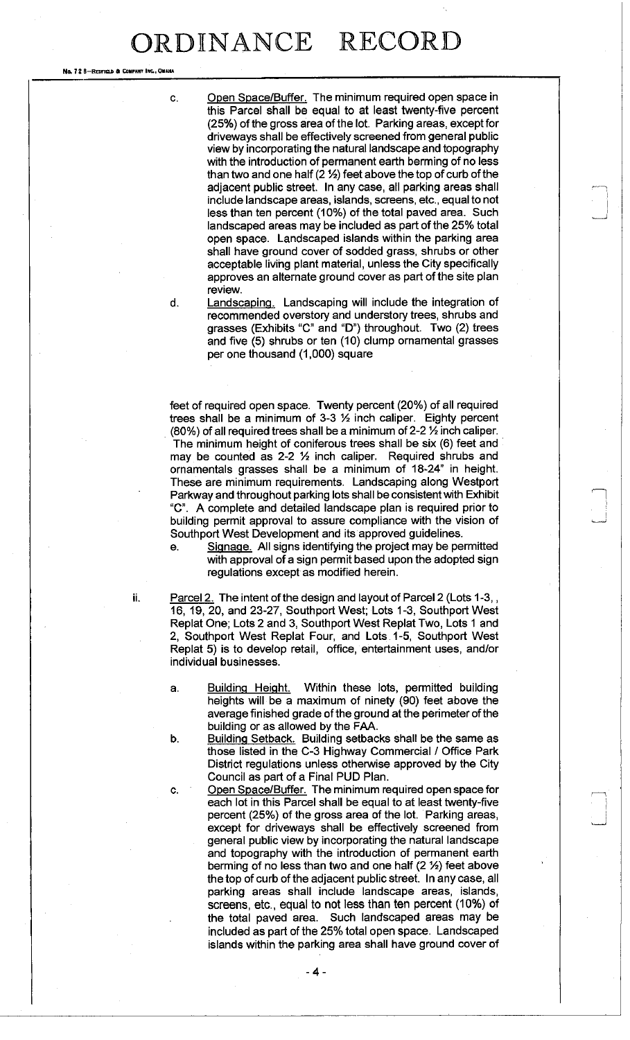c. Open Space/Buffer. The minimum required open space in this Parcel shall be equal to at least twenty-five percent (25%) of the gross area of the lot. Parking areas, except for driveways shall be effectively screened from general public view by incorporating the natural landscape and topography with the introduction of permanent earth berming of no less than two and one half (2 ½) feet above the top of curb of the adjacent public street. In any case, all parking areas shall include landscape areas, islands, screens, etc., equal to not less than ten percent (10%) of the total paved area. Such landscaped areas may be included as part of the 25% total open space. Landscaped islands within the parking area shall have ground cover of sodded grass, shrubs or other acceptable living plant material, unless the City specifically approves an alternate ground cover as part of the site plan review.

d. Landscaping. Landscaping will include the integration of recommended overstory and understory trees, shrubs and grasses (Exhibits "C" and "D") throughout. Two (2) trees and five (5) shrubs or ten (10) clump ornamental grasses per one thousand (1,000) square feet of required open space. Twenty percent (20%) of all required trees shall be a minimum of 3-3 ½ inch caliper. Eighty percent (80%) of all required trees shall be a minimum of 2-2 ½ inch caliper. The minimum height of coniferous trees shall be six (6) feet and may be counted as 2-2 ½ inch caliper. Required shrubs and ornamentals grasses shall be a minimum of 18-24" in height. These are minimum requirements. Landscaping along Westport Parkway and throughout parking lots shall be consistent with Exhibit "C". A complete and detailed landscape plan is required prior to building permit approval to assure compliance with the vision of Southport West Development and its approved guidelines.

e. Signage. All signs identifying the project may be permitted with approval of a sign permit based upon the adopted sign regulations except as modified herein.

ii. Parcel 2. The intent of the design and layout of Parcel 2 (Lots 1-3, , 16, 19, 20, and 23-27, Southport West; Lots 1-3, Southport West Replat One; Lots 2 and 3, Southport West Replat Two, Lots 1 and 2, Southport West Replat Four, and Lots 1-5, Southport West Replat 5) is to develop retail, office, entertainment uses, and/or individual businesses.

a. Building Height. Within these lots, permitted building heights will be a maximum of ninety (90) feet above the average finished grade of the ground at the perimeter of the building or as allowed by the FAA.

b. Building Setback. Building setbacks shall be the same as those listed in the C-3 Highway Commercial / Office Park District regulations unless otherwise approved by the City Council as part of a Final PUD Plan.

c. Open Space/Buffer. The minimum required open space for each lot in this Parcel shall be equal to at least twenty-five percent (25%) of the gross area of the lot. Parking areas, except for driveways shall be effectively screened from general public view by incorporating the natural landscape and topography with the introduction of permanent earth berming of no less than two and one half (2 ½) feet above the top of curb of the adjacent public street. In any case, all parking areas shall include landscape areas, islands, screens, etc., equal to not less than ten percent (10%) of the total paved area. Such landscaped areas may be included as part of the 25% total open space. Landscaped islands within the parking area shall have ground cover of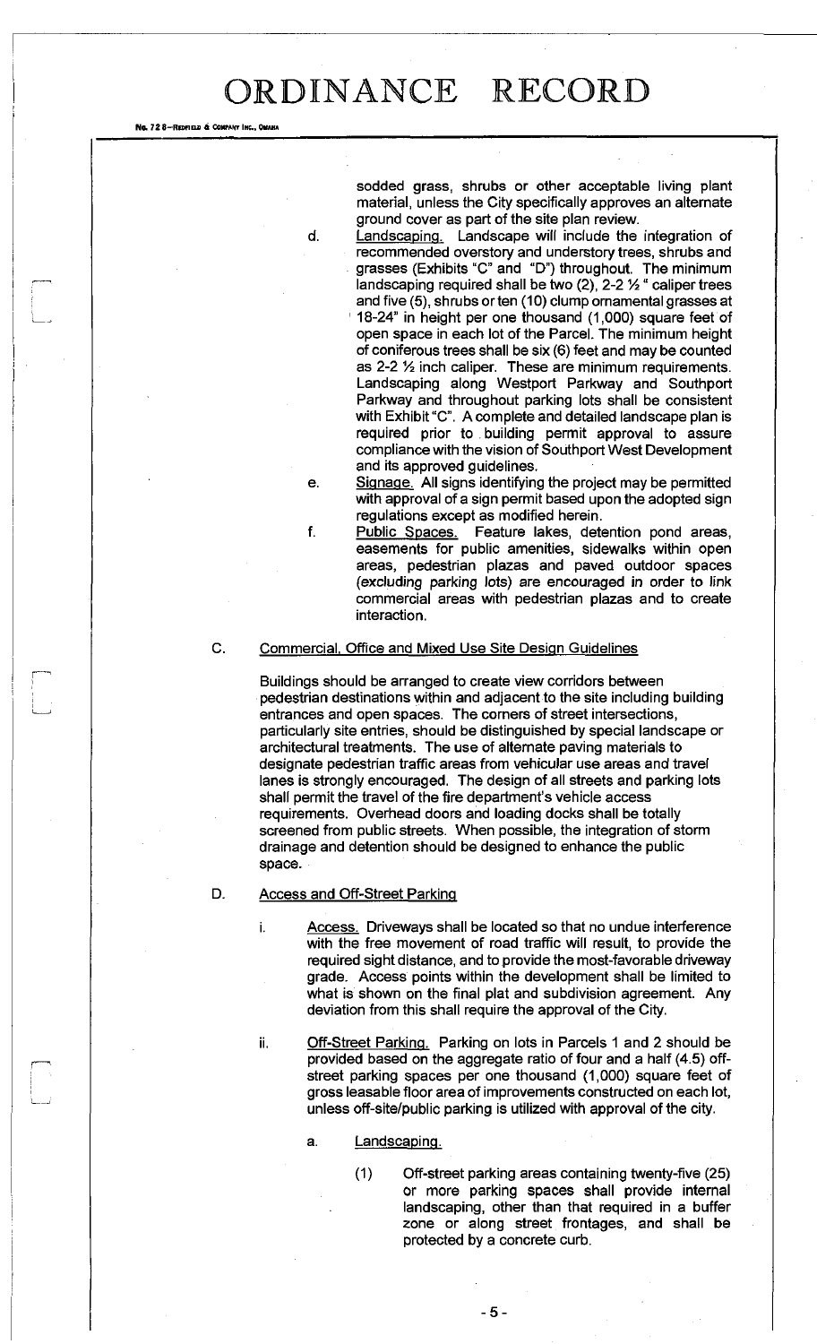sodded grass, shrubs or other acceptable living plant material, unless the City specifically approves an alternate ground cover as part of the site plan review.

d. Landscaping. Landscape will include the integration of recommended overstory and understory trees, shrubs and grasses (Exhibits "C" and "D") throughout. The minimum landscaping required shall be two (2), 2-2 ½ " caliper trees and five (5), shrubs or ten (10) clump ornamental grasses at 18-24" in height per one thousand (1,000) square feet of open space in each lot of the Parcel. The minimum height of coniferous trees shall be six (6) feet and may be counted as 2-2 ½ inch caliper. These are minimum requirements. Landscaping along Westport Parkway and Southport Parkway and throughout parking lots shall be consistent with Exhibit "C". A complete and detailed landscape plan is required prior to building permit approval to assure compliance with the vision of Southport West Development and its approved guidelines.

e. Signage. All signs identifying the project may be permitted with approval of a sign permit based upon the adopted sign regulations except as modified herein.

f. Public Spaces. Feature lakes, detention pond areas, easements for public amenities, sidewalks within open areas, pedestrian plazas and paved outdoor spaces (excluding parking lots) are encouraged in order to link commercial areas with pedestrian plazas and to create interaction.

C. Commercial, Office and Mixed Use Site Design Guidelines

Buildings should be arranged to create view corridors between pedestrian destinations within and adjacent to the site including building entrances and open spaces. The corners of street intersections, particularly site entries, should be distinguished by special landscape or architectural treatments. The use of alternate paving materials to designate pedestrian traffic areas from vehicular use areas and travel lanes is strongly encouraged. The design of all streets and parking lots shall permit the travel of the fire department's vehicle access requirements. Overhead doors and loading docks shall be totally screened from public streets. When possible, the integration of storm drainage and detention should be designed to enhance the public space.

D. Access and Off-Street Parking

i. Access. Driveways shall be located so that no undue interference with the free movement of road traffic will result, to provide the required sight distance, and to provide the most-favorable driveway grade. Access points within the development shall be limited to what is shown on the final plat and subdivision agreement. Any deviation from this shall require the approval of the City.

ii. Off-Street Parking. Parking on lots in Parcels 1 and 2 should be provided based on the aggregate ratio of four and a half (4.5) off-street parking spaces per one thousand (1,000) square feet of gross leasable floor area of improvements constructed on each lot, unless off-site/public parking is utilized with approval of the city.

a. Landscaping.

(1) Off-street parking areas containing twenty-five (25) or more parking spaces shall provide internal landscaping, other than that required in a buffer zone or along street frontages, and shall be protected by a concrete curb.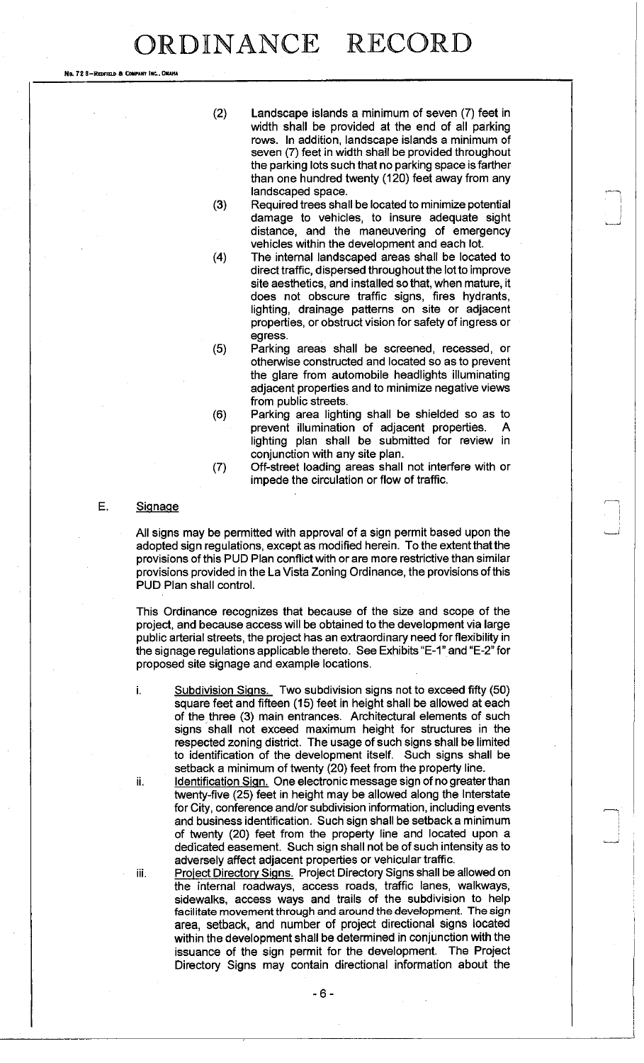(2) Landscape islands a minimum of seven (7) feet in width shall be provided at the end of all parking rows. In addition, landscape islands a minimum of seven (7) feet in width shall be provided throughout the parking lots such that no parking space is farther than one hundred twenty (120) feet away from any landscaped space.

(3) Required trees shall be located to minimize potential damage to vehicles, to insure adequate sight distance, and the maneuvering of emergency vehicles within the development and each lot.

(4) The internal landscaped areas shall be located to direct traffic, dispersed throughout the lot to improve site aesthetics, and installed so that, when mature, it does not obscure traffic signs, fires hydrants, lighting, drainage patterns on site or adjacent properties, or obstruct vision for safety of ingress or egress.

(5) Parking areas shall be screened, recessed, or otherwise constructed and located so as to prevent the glare from automobile headlights illuminating adjacent properties and to minimize negative views from public streets.

(6) Parking area lighting shall be shielded so as to prevent illumination of adjacent properties. A lighting plan shall be submitted for review in conjunction with any site plan.

(7) Off-street loading areas shall not interfere with or impede the circulation or flow of traffic.

E. <u>Signage</u>

All signs may be permitted with approval of a sign permit based upon the adopted sign regulations, except as modified herein. To the extent that the provisions of this PUD Plan conflict with or are more restrictive than similar provisions provided in the La Vista Zoning Ordinance, the provisions of this PUD Plan shall control.

This Ordinance recognizes that because of the size and scope of the project, and because access will be obtained to the development via large public arterial streets, the project has an extraordinary need for flexibility in the signage regulations applicable thereto. See Exhibits "E-1" and "E-2" for proposed site signage and example locations.

i. <u>Subdivision Signs.</u> Two subdivision signs not to exceed fifty (50) square feet and fifteen (15) feet in height shall be allowed at each of the three (3) main entrances. Architectural elements of such signs shall not exceed maximum height for structures in the respected zoning district. The usage of such signs shall be limited to identification of the development itself. Such signs shall be setback a minimum of twenty (20) feet from the property line.

ii. <u>Identification Sign.</u> One electronic message sign of no greater than twenty-five (25) feet in height may be allowed along the Interstate for City, conference and/or subdivision information, including events and business identification. Such sign shall be setback a minimum of twenty (20) feet from the property line and located upon a dedicated easement. Such sign shall not be of such intensity as to adversely affect adjacent properties or vehicular traffic.

iii. <u>Project Directory Signs.</u> Project Directory Signs shall be allowed on the internal roadways, access roads, traffic lanes, walkways, sidewalks, access ways and trails of the subdivision to help facilitate movement through and around the development. The sign area, setback, and number of project directional signs located within the development shall be determined in conjunction with the issuance of the sign permit for the development. The Project Directory Signs may contain directional information about the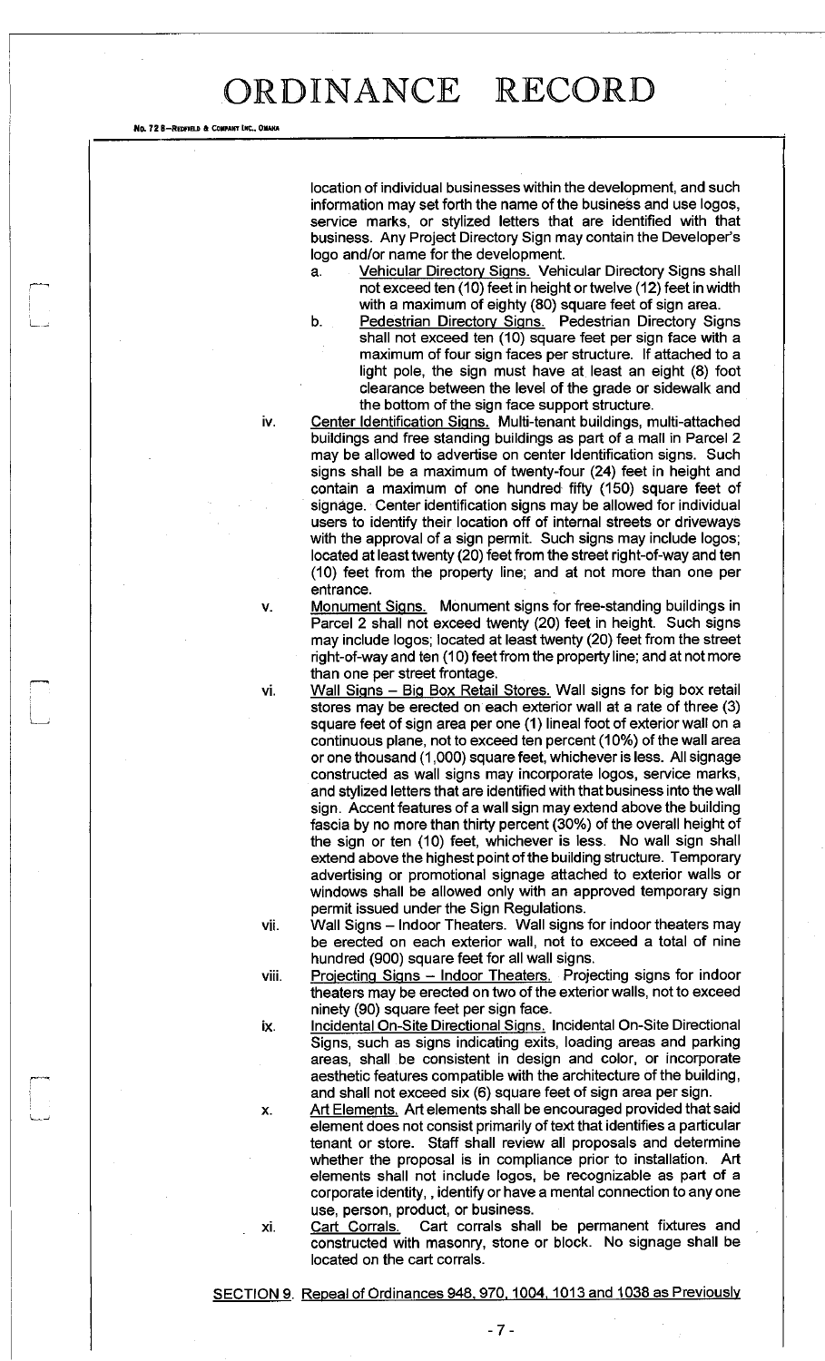location of individual businesses within the development, and such information may set forth the name of the business and use logos, service marks, or stylized letters that are identified with that business. Any Project Directory Sign may contain the Developer's logo and/or name for the development.

a. Vehicular Directory Signs. Vehicular Directory Signs shall not exceed ten (10) feet in height or twelve (12) feet in width with a maximum of eighty (80) square feet of sign area.

b. Pedestrian Directory Signs. Pedestrian Directory Signs shall not exceed ten (10) square feet per sign face with a maximum of four sign faces per structure. If attached to a light pole, the sign must have at least an eight (8) foot clearance between the level of the grade or sidewalk and the bottom of the sign face support structure.

iv. Center Identification Signs. Multi-tenant buildings, multi-attached buildings and free standing buildings as part of a mall in Parcel 2 may be allowed to advertise on center Identification signs. Such signs shall be a maximum of twenty-four (24) feet in height and contain a maximum of one hundred fifty (150) square feet of signage. Center identification signs may be allowed for individual users to identify their location off of internal streets or driveways with the approval of a sign permit. Such signs may include logos; located at least twenty (20) feet from the street right-of-way and ten (10) feet from the property line; and at not more than one per entrance.

v. Monument Signs. Monument signs for free-standing buildings in Parcel 2 shall not exceed twenty (20) feet in height. Such signs may include logos; located at least twenty (20) feet from the street right-of-way and ten (10) feet from the property line; and at not more than one per street frontage.

vi. Wall Signs – Big Box Retail Stores. Wall signs for big box retail stores may be erected on each exterior wall at a rate of three (3) square feet of sign area per one (1) lineal foot of exterior wall on a continuous plane, not to exceed ten percent (10%) of the wall area or one thousand (1,000) square feet, whichever is less. All signage constructed as wall signs may incorporate logos, service marks, and stylized letters that are identified with that business into the wall sign. Accent features of a wall sign may extend above the building fascia by no more than thirty percent (30%) of the overall height of the sign or ten (10) feet, whichever is less. No wall sign shall extend above the highest point of the building structure. Temporary advertising or promotional signage attached to exterior walls or windows shall be allowed only with an approved temporary sign permit issued under the Sign Regulations.

vii. Wall Signs – Indoor Theaters. Wall signs for indoor theaters may be erected on each exterior wall, not to exceed a total of nine hundred (900) square feet for all wall signs.

viii. Projecting Signs – Indoor Theaters. Projecting signs for indoor theaters may be erected on two of the exterior walls, not to exceed ninety (90) square feet per sign face.

ix. Incidental On-Site Directional Signs. Incidental On-Site Directional Signs, such as signs indicating exits, loading areas and parking areas, shall be consistent in design and color, or incorporate aesthetic features compatible with the architecture of the building, and shall not exceed six (6) square feet of sign area per sign.

x. Art Elements. Art elements shall be encouraged provided that said element does not consist primarily of text that identifies a particular tenant or store. Staff shall review all proposals and determine whether the proposal is in compliance prior to installation. Art elements shall not include logos, be recognizable as part of a corporate identity, , identify or have a mental connection to any one use, person, product, or business.

xi. Cart Corrals. Cart corrals shall be permanent fixtures and constructed with masonry, stone or block. No signage shall be located on the cart corrals.

SECTION 9. Repeal of Ordinances 948, 970, 1004, 1013 and 1038 as Previously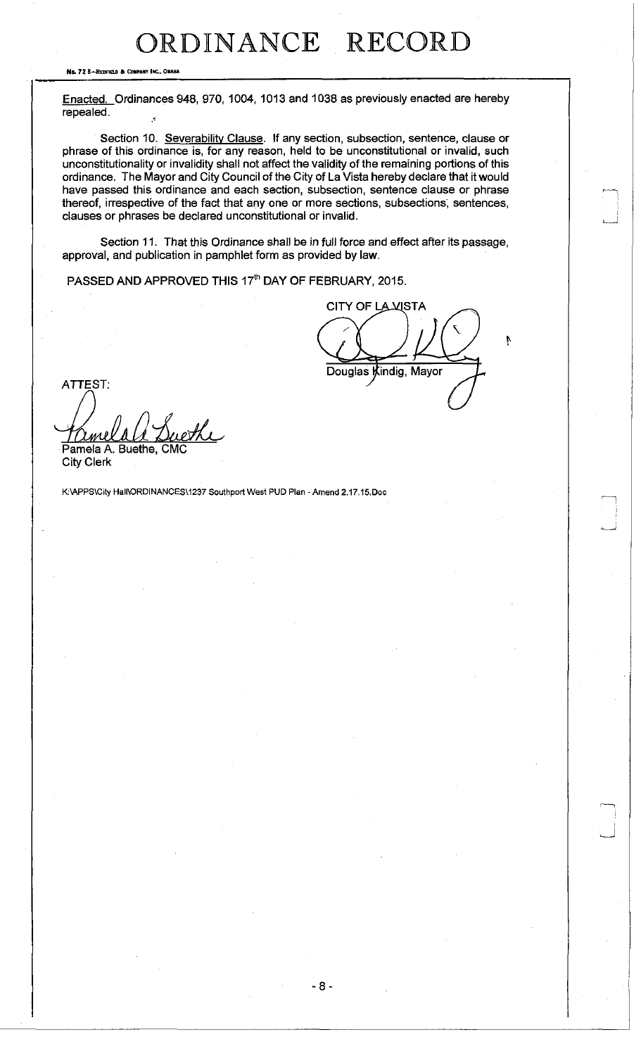# ORDINANCE RECORD

No. 72 8—REDFIELD & COMPANY INC., OMAHA

Enacted. Ordinances 948, 970, 1004, 1013 and 1038 as previously enacted are hereby repealed.

Section 10. Severability Clause. If any section, subsection, sentence, clause or phrase of this ordinance is, for any reason, held to be unconstitutional or invalid, such unconstitutionality or invalidity shall not affect the validity of the remaining portions of this ordinance. The Mayor and City Council of the City of La Vista hereby declare that it would have passed this ordinance and each section, subsection, sentence clause or phrase thereof, irrespective of the fact that any one or more sections, subsections, sentences, clauses or phrases be declared unconstitutional or invalid.

Section 11. That this Ordinance shall be in full force and effect after its passage, approval, and publication in pamphlet form as provided by law.

PASSED AND APPROVED THIS 17th DAY OF FEBRUARY, 2015.

CITY OF LA VISTA

Douglas Kindig, Mayor

ATTEST:

Pamela A. Buethe, CMC
City Clerk

K:\APPS\City Hall\ORDINANCES\1237 Southport West PUD Plan - Amend 2.17.15.Doc